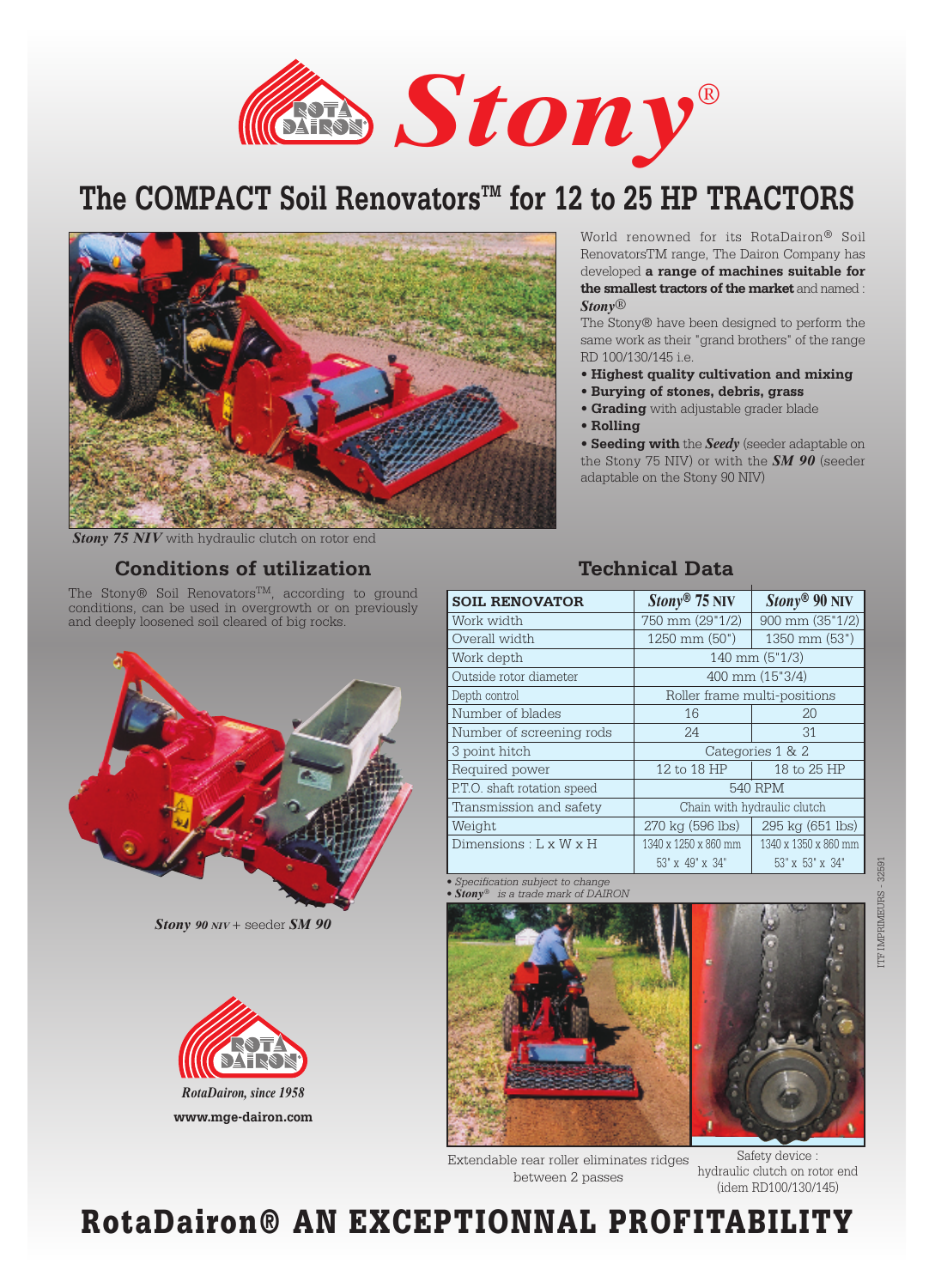# Stony®

## The COMPACT Soil Renovators™ for 12 to 25 HP TRACTORS

World renowned for its RotaDairon® Soil RenovatorsTM range, The Dairon Company has developed **a range of machines suitable for the smallest tractors of the market** and named : ***Stony***®

The Stony® have been designed to perform the same work as their "grand brothers" of the range RD 100/130/145 i.e.

- **Highest quality cultivation and mixing**
- **Burying of stones, debris, grass**
- **Grading** with adjustable grader blade
- **Rolling**
- **Seeding with** the ***Seedy*** (seeder adaptable on the Stony 75 NIV) or with the ***SM 90*** (seeder adaptable on the Stony 90 NIV)

***Stony 75 NIV*** with hydraulic clutch on rotor end

### Conditions of utilization

The Stony® Soil Renovators™, according to ground conditions, can be used in overgrowth or on previously and deeply loosened soil cleared of big rocks.

***Stony 90 NIV*** + seeder ***SM 90***

*RotaDairon, since 1958*

**www.mge-dairon.com**

### Technical Data

| SOIL RENOVATOR | Stony® 75 NIV | Stony® 90 NIV |
|---|---|---|
| Work width | 750 mm (29"1/2) | 900 mm (35"1/2) |
| Overall width | 1250 mm (50") | 1350 mm (53") |
| Work depth | 140 mm (5"1/3) | |
| Outside rotor diameter | 400 mm (15"3/4) | |
| Depth control | Roller frame multi-positions | |
| Number of blades | 16 | 20 |
| Number of screening rods | 24 | 31 |
| 3 point hitch | Categories 1 & 2 | |
| Required power | 12 to 18 HP | 18 to 25 HP |
| P.T.O. shaft rotation speed | 540 RPM | |
| Transmission and safety | Chain with hydraulic clutch | |
| Weight | 270 kg (596 lbs) | 295 kg (651 lbs) |
| Dimensions : L x W x H | 1340 x 1250 x 860 mm 53" x 49" x 34" | 1340 x 1350 x 860 mm 53" x 53" x 34" |

- *Specification subject to change*
- ***Stony***® *is a trade mark of DAIRON*

Extendable rear roller eliminates ridges between 2 passes

Safety device : hydraulic clutch on rotor end (idem RD100/130/145)

ITF IMPRIMEURS - 32591

## RotaDairon® AN EXCEPTIONNAL PROFITABILITY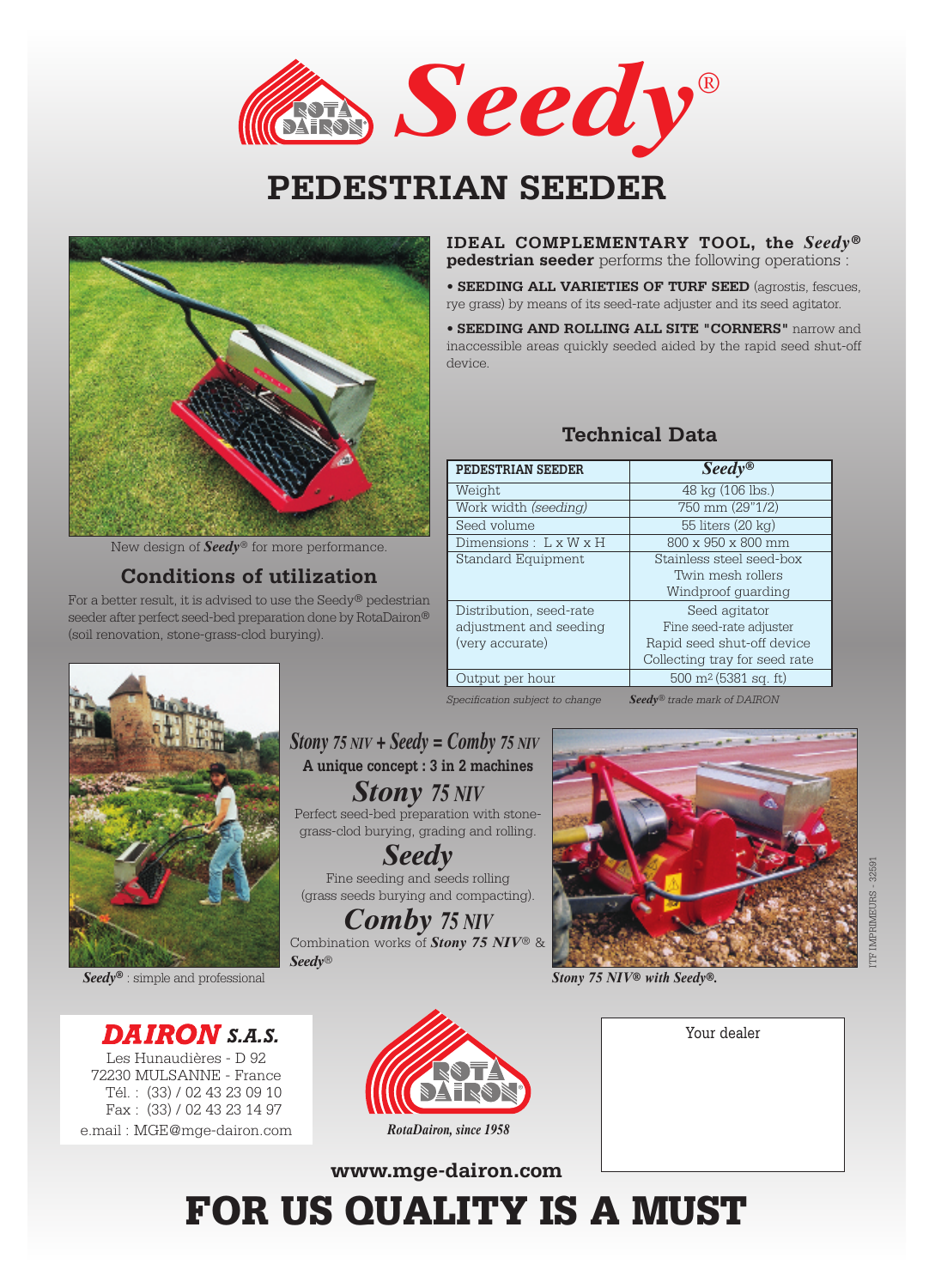# Seedy®

## PEDESTRIAN SEEDER

New design of ***Seedy***® for more performance.

### Conditions of utilization

For a better result, it is advised to use the Seedy® pedestrian seeder after perfect seed-bed preparation done by RotaDairon® (soil renovation, stone-grass-clod burying).

**IDEAL COMPLEMENTARY TOOL, the *Seedy®* pedestrian seeder** performs the following operations :

- **SEEDING ALL VARIETIES OF TURF SEED** (agrostis, fescues, rye grass) by means of its seed-rate adjuster and its seed agitator.
- **SEEDING AND ROLLING ALL SITE "CORNERS"** narrow and inaccessible areas quickly seeded aided by the rapid seed shut-off device.

### Technical Data

| PEDESTRIAN SEEDER | *Seedy®* |
|---|---|
| Weight | 48 kg (106 lbs.) |
| Work width *(seeding)* | 750 mm (29"1/2) |
| Seed volume | 55 liters (20 kg) |
| Dimensions : L x W x H | 800 x 950 x 800 mm |
| Standard Equipment | Stainless steel seed-box<br>Twin mesh rollers<br>Windproof guarding |
| Distribution, seed-rate adjustment and seeding (very accurate) | Seed agitator<br>Fine seed-rate adjuster<br>Rapid seed shut-off device<br>Collecting tray for seed rate |
| Output per hour | 500 m² (5381 sq. ft) |

*Specification subject to change* *Seedy® trade mark of DAIRON*

***Seedy®*** : simple and professional

***Stony 75 NIV + Seedy = Comby 75 NIV***

**A unique concept : 3 in 2 machines**

***Stony 75 NIV***

Perfect seed-bed preparation with stone-grass-clod burying, grading and rolling.

***Seedy***

Fine seeding and seeds rolling (grass seeds burying and compacting).

***Comby 75 NIV***

Combination works of ***Stony 75 NIV***® & ***Seedy***®

***Stony 75 NIV® with Seedy®.***

ITF IMPRIMEURS - 32591

**DAIRON S.A.S.**
Les Hunaudières - D 92
72230 MULSANNE - France
Tél. : (33) / 02 43 23 09 10
Fax : (33) / 02 43 23 14 97
e.mail : MGE@mge-dairon.com

ROTA DAIRON
*RotaDairon, since 1958*

Your dealer

**www.mge-dairon.com**

# FOR US QUALITY IS A MUST